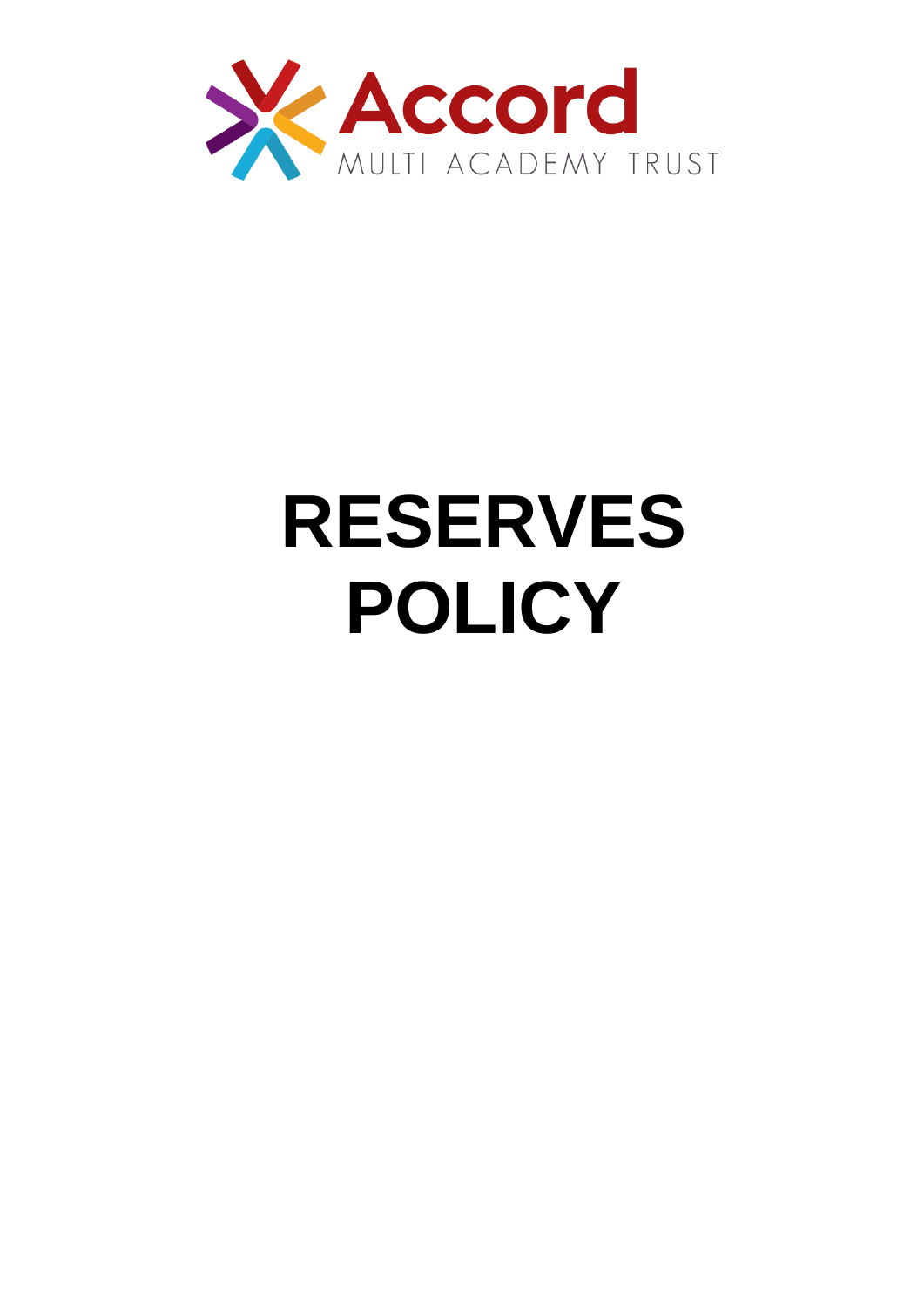Accord

MULTI ACADEMY TRUST

# RESERVES POLICY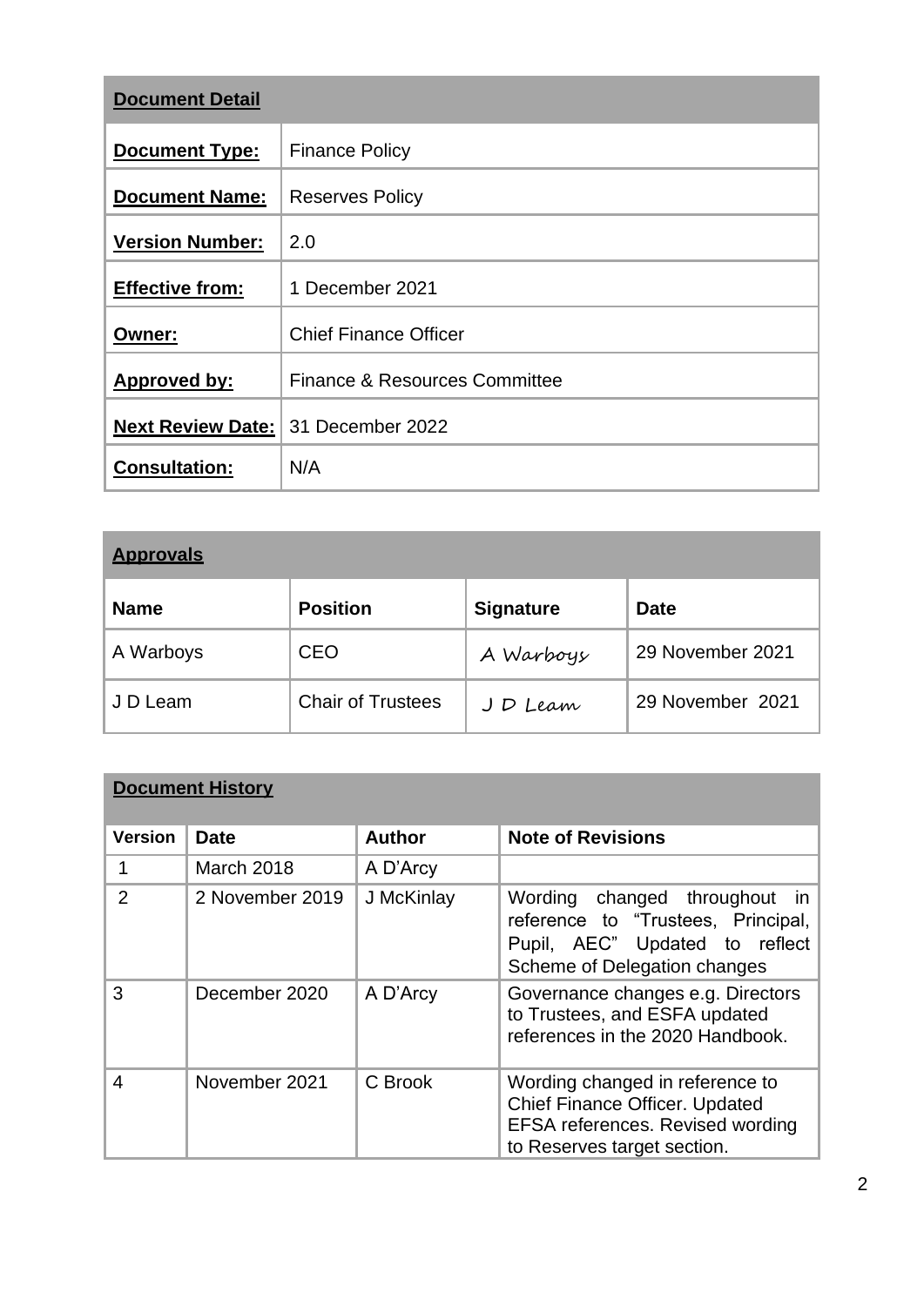| **Document Detail** | |
|---|---|
| **Document Type:** | Finance Policy |
| **Document Name:** | Reserves Policy |
| **Version Number:** | 2.0 |
| **Effective from:** | 1 December 2021 |
| **Owner:** | Chief Finance Officer |
| **Approved by:** | Finance & Resources Committee |
| **Next Review Date:** | 31 December 2022 |
| **Consultation:** | N/A |

| **Approvals** | | | |
|---|---|---|---|
| **Name** | **Position** | **Signature** | **Date** |
| A Warboys | CEO | A Warboys | 29 November 2021 |
| J D Leam | Chair of Trustees | J D Leam | 29 November 2021 |

| **Document History** | | | |
|---|---|---|---|
| **Version** | **Date** | **Author** | **Note of Revisions** |
| 1 | March 2018 | A D'Arcy | |
| 2 | 2 November 2019 | J McKinlay | Wording changed throughout in reference to "Trustees, Principal, Pupil, AEC" Updated to reflect Scheme of Delegation changes |
| 3 | December 2020 | A D'Arcy | Governance changes e.g. Directors to Trustees, and ESFA updated references in the 2020 Handbook. |
| 4 | November 2021 | C Brook | Wording changed in reference to Chief Finance Officer. Updated EFSA references. Revised wording to Reserves target section. |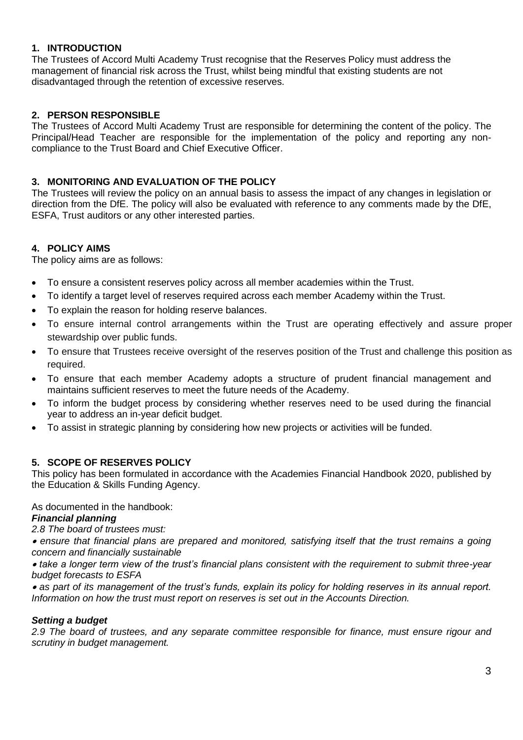## 1. INTRODUCTION

The Trustees of Accord Multi Academy Trust recognise that the Reserves Policy must address the management of financial risk across the Trust, whilst being mindful that existing students are not disadvantaged through the retention of excessive reserves.

## 2. PERSON RESPONSIBLE

The Trustees of Accord Multi Academy Trust are responsible for determining the content of the policy. The Principal/Head Teacher are responsible for the implementation of the policy and reporting any non-compliance to the Trust Board and Chief Executive Officer.

## 3. MONITORING AND EVALUATION OF THE POLICY

The Trustees will review the policy on an annual basis to assess the impact of any changes in legislation or direction from the DfE. The policy will also be evaluated with reference to any comments made by the DfE, ESFA, Trust auditors or any other interested parties.

## 4. POLICY AIMS

The policy aims are as follows:

- To ensure a consistent reserves policy across all member academies within the Trust.
- To identify a target level of reserves required across each member Academy within the Trust.
- To explain the reason for holding reserve balances.
- To ensure internal control arrangements within the Trust are operating effectively and assure proper stewardship over public funds.
- To ensure that Trustees receive oversight of the reserves position of the Trust and challenge this position as required.
- To ensure that each member Academy adopts a structure of prudent financial management and maintains sufficient reserves to meet the future needs of the Academy.
- To inform the budget process by considering whether reserves need to be used during the financial year to address an in-year deficit budget.
- To assist in strategic planning by considering how new projects or activities will be funded.

## 5. SCOPE OF RESERVES POLICY

This policy has been formulated in accordance with the Academies Financial Handbook 2020, published by the Education & Skills Funding Agency.

As documented in the handbook:

***Financial planning***

*2.8 The board of trustees must:*

- *ensure that financial plans are prepared and monitored, satisfying itself that the trust remains a going concern and financially sustainable*
- *take a longer term view of the trust's financial plans consistent with the requirement to submit three-year budget forecasts to ESFA*
- *as part of its management of the trust's funds, explain its policy for holding reserves in its annual report. Information on how the trust must report on reserves is set out in the Accounts Direction.*

***Setting a budget***

*2.9 The board of trustees, and any separate committee responsible for finance, must ensure rigour and scrutiny in budget management.*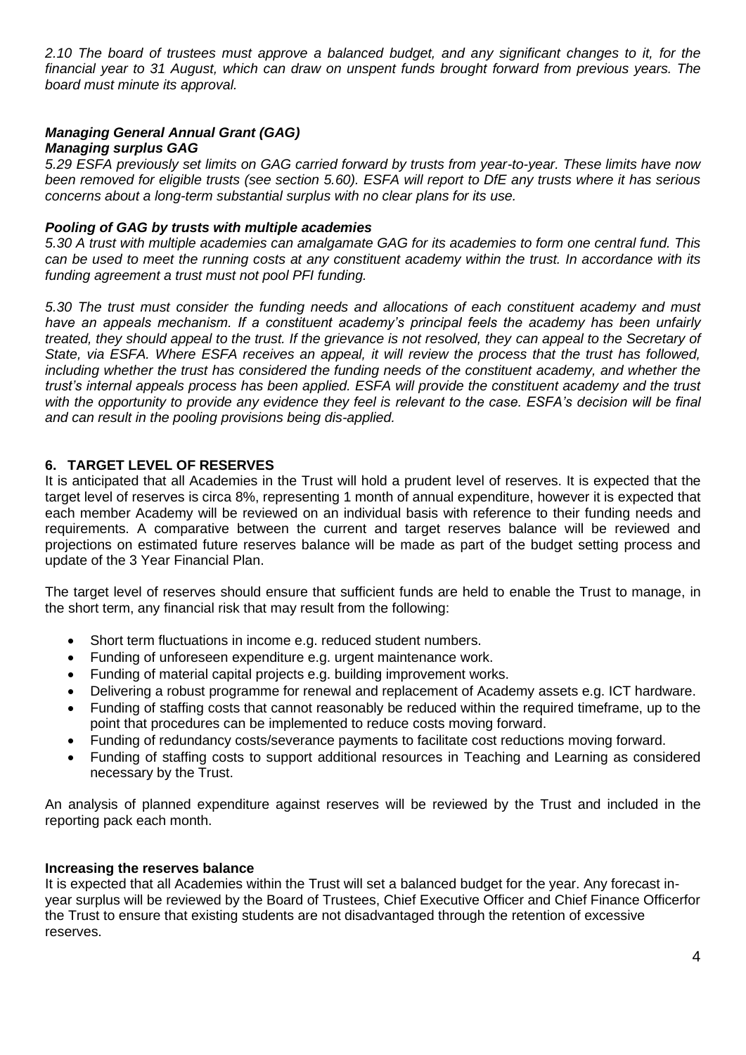*2.10 The board of trustees must approve a balanced budget, and any significant changes to it, for the financial year to 31 August, which can draw on unspent funds brought forward from previous years. The board must minute its approval.*

***Managing General Annual Grant (GAG)***
***Managing surplus GAG***

*5.29 ESFA previously set limits on GAG carried forward by trusts from year-to-year. These limits have now been removed for eligible trusts (see section 5.60). ESFA will report to DfE any trusts where it has serious concerns about a long-term substantial surplus with no clear plans for its use.*

***Pooling of GAG by trusts with multiple academies***

*5.30 A trust with multiple academies can amalgamate GAG for its academies to form one central fund. This can be used to meet the running costs at any constituent academy within the trust. In accordance with its funding agreement a trust must not pool PFI funding.*

*5.30 The trust must consider the funding needs and allocations of each constituent academy and must have an appeals mechanism. If a constituent academy's principal feels the academy has been unfairly treated, they should appeal to the trust. If the grievance is not resolved, they can appeal to the Secretary of State, via ESFA. Where ESFA receives an appeal, it will review the process that the trust has followed, including whether the trust has considered the funding needs of the constituent academy, and whether the trust's internal appeals process has been applied. ESFA will provide the constituent academy and the trust with the opportunity to provide any evidence they feel is relevant to the case. ESFA's decision will be final and can result in the pooling provisions being dis-applied.*

## 6. TARGET LEVEL OF RESERVES

It is anticipated that all Academies in the Trust will hold a prudent level of reserves. It is expected that the target level of reserves is circa 8%, representing 1 month of annual expenditure, however it is expected that each member Academy will be reviewed on an individual basis with reference to their funding needs and requirements. A comparative between the current and target reserves balance will be reviewed and projections on estimated future reserves balance will be made as part of the budget setting process and update of the 3 Year Financial Plan.

The target level of reserves should ensure that sufficient funds are held to enable the Trust to manage, in the short term, any financial risk that may result from the following:

- Short term fluctuations in income e.g. reduced student numbers.
- Funding of unforeseen expenditure e.g. urgent maintenance work.
- Funding of material capital projects e.g. building improvement works.
- Delivering a robust programme for renewal and replacement of Academy assets e.g. ICT hardware.
- Funding of staffing costs that cannot reasonably be reduced within the required timeframe, up to the point that procedures can be implemented to reduce costs moving forward.
- Funding of redundancy costs/severance payments to facilitate cost reductions moving forward.
- Funding of staffing costs to support additional resources in Teaching and Learning as considered necessary by the Trust.

An analysis of planned expenditure against reserves will be reviewed by the Trust and included in the reporting pack each month.

**Increasing the reserves balance**

It is expected that all Academies within the Trust will set a balanced budget for the year. Any forecast in-year surplus will be reviewed by the Board of Trustees, Chief Executive Officer and Chief Finance Officerfor the Trust to ensure that existing students are not disadvantaged through the retention of excessive reserves.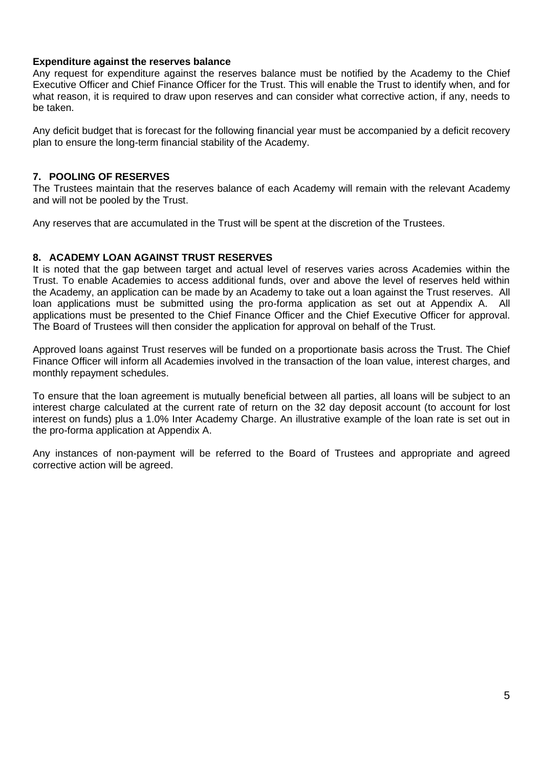**Expenditure against the reserves balance**

Any request for expenditure against the reserves balance must be notified by the Academy to the Chief Executive Officer and Chief Finance Officer for the Trust. This will enable the Trust to identify when, and for what reason, it is required to draw upon reserves and can consider what corrective action, if any, needs to be taken.

Any deficit budget that is forecast for the following financial year must be accompanied by a deficit recovery plan to ensure the long-term financial stability of the Academy.

## 7. POOLING OF RESERVES

The Trustees maintain that the reserves balance of each Academy will remain with the relevant Academy and will not be pooled by the Trust.

Any reserves that are accumulated in the Trust will be spent at the discretion of the Trustees.

## 8. ACADEMY LOAN AGAINST TRUST RESERVES

It is noted that the gap between target and actual level of reserves varies across Academies within the Trust. To enable Academies to access additional funds, over and above the level of reserves held within the Academy, an application can be made by an Academy to take out a loan against the Trust reserves. All loan applications must be submitted using the pro-forma application as set out at Appendix A. All applications must be presented to the Chief Finance Officer and the Chief Executive Officer for approval. The Board of Trustees will then consider the application for approval on behalf of the Trust.

Approved loans against Trust reserves will be funded on a proportionate basis across the Trust. The Chief Finance Officer will inform all Academies involved in the transaction of the loan value, interest charges, and monthly repayment schedules.

To ensure that the loan agreement is mutually beneficial between all parties, all loans will be subject to an interest charge calculated at the current rate of return on the 32 day deposit account (to account for lost interest on funds) plus a 1.0% Inter Academy Charge. An illustrative example of the loan rate is set out in the pro-forma application at Appendix A.

Any instances of non-payment will be referred to the Board of Trustees and appropriate and agreed corrective action will be agreed.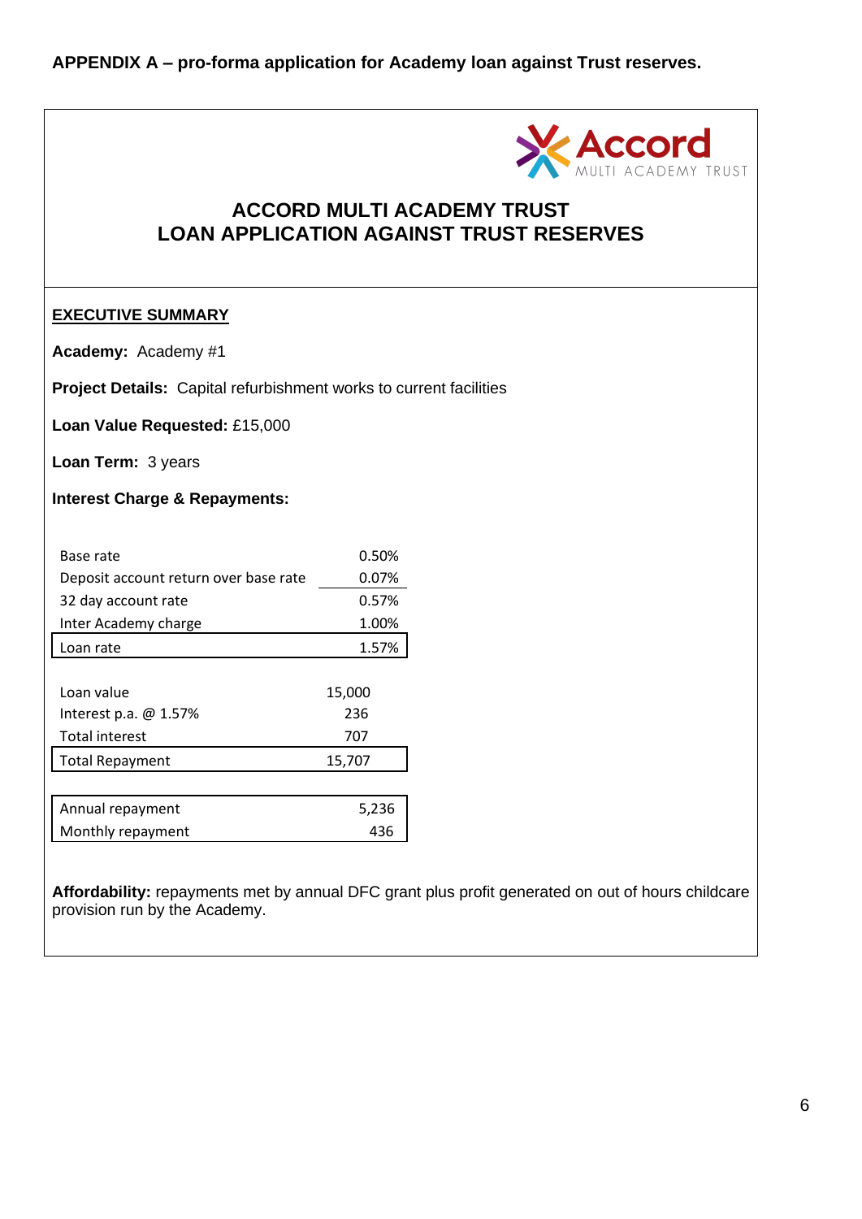**APPENDIX A – pro-forma application for Academy loan against Trust reserves.**

# ACCORD MULTI ACADEMY TRUST
# LOAN APPLICATION AGAINST TRUST RESERVES

## EXECUTIVE SUMMARY

**Academy:** Academy #1

**Project Details:** Capital refurbishment works to current facilities

**Loan Value Requested:** £15,000

**Loan Term:** 3 years

**Interest Charge & Repayments:**

| | |
|---|---|
| Base rate | 0.50% |
| Deposit account return over base rate | 0.07% |
| 32 day account rate | 0.57% |
| Inter Academy charge | 1.00% |
| Loan rate | 1.57% |

| | |
|---|---|
| Loan value | 15,000 |
| Interest p.a. @ 1.57% | 236 |
| Total interest | 707 |
| Total Repayment | 15,707 |

| | |
|---|---|
| Annual repayment | 5,236 |
| Monthly repayment | 436 |

**Affordability:** repayments met by annual DFC grant plus profit generated on out of hours childcare provision run by the Academy.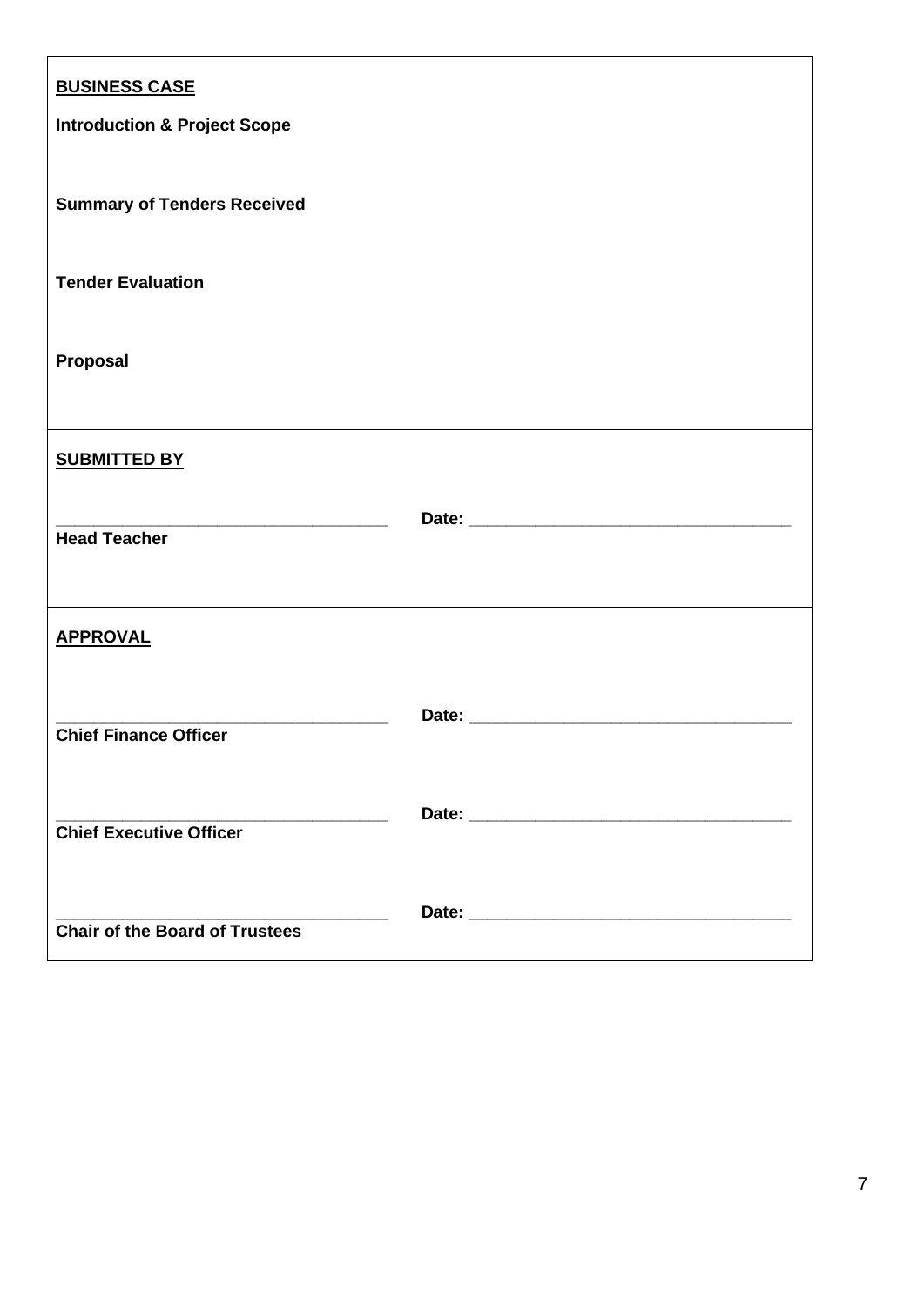**BUSINESS CASE**

**Introduction & Project Scope**

**Summary of Tenders Received**

**Tender Evaluation**

**Proposal**

**SUBMITTED BY**

___________________________________ **Date:** ___________________________________

**Head Teacher**

**APPROVAL**

___________________________________ **Date:** ___________________________________

**Chief Finance Officer**

___________________________________ **Date:** ___________________________________

**Chief Executive Officer**

___________________________________ **Date:** ___________________________________

**Chair of the Board of Trustees**